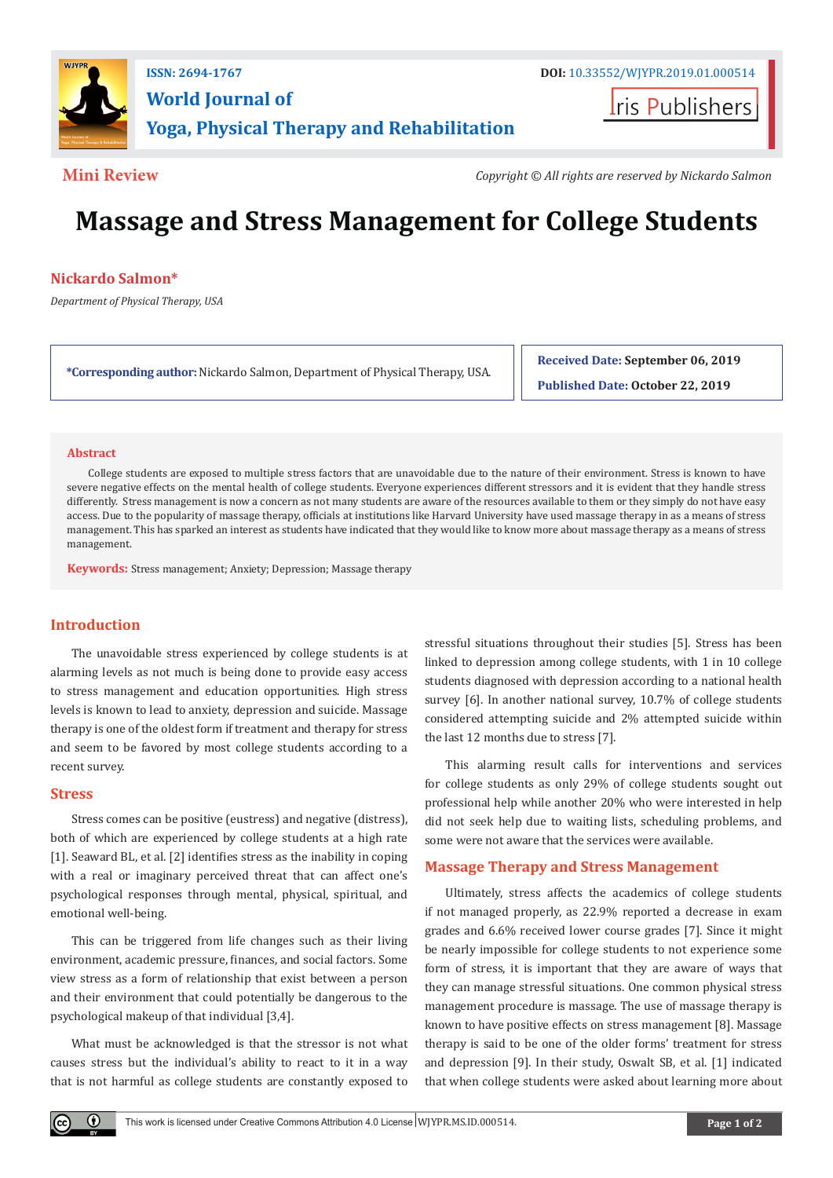Mini Review

*Copyright © All rights are reserved by Nickardo Salmon*

# Massage and Stress Management for College Students

**Nickardo Salmon***

*Department of Physical Therapy, USA*

***Corresponding author:** Nickardo Salmon, Department of Physical Therapy, USA.

**Received Date:** September 06, 2019

**Published Date:** October 22, 2019

## Abstract

College students are exposed to multiple stress factors that are unavoidable due to the nature of their environment. Stress is known to have severe negative effects on the mental health of college students. Everyone experiences different stressors and it is evident that they handle stress differently. Stress management is now a concern as not many students are aware of the resources available to them or they simply do not have easy access. Due to the popularity of massage therapy, officials at institutions like Harvard University have used massage therapy in as a means of stress management. This has sparked an interest as students have indicated that they would like to know more about massage therapy as a means of stress management.

**Keywords:** Stress management; Anxiety; Depression; Massage therapy

## Introduction

The unavoidable stress experienced by college students is at alarming levels as not much is being done to provide easy access to stress management and education opportunities. High stress levels is known to lead to anxiety, depression and suicide. Massage therapy is one of the oldest form if treatment and therapy for stress and seem to be favored by most college students according to a recent survey.

## Stress

Stress comes can be positive (eustress) and negative (distress), both of which are experienced by college students at a high rate [1]. Seaward BL, et al. [2] identifies stress as the inability in coping with a real or imaginary perceived threat that can affect one's psychological responses through mental, physical, spiritual, and emotional well-being.

This can be triggered from life changes such as their living environment, academic pressure, finances, and social factors. Some view stress as a form of relationship that exist between a person and their environment that could potentially be dangerous to the psychological makeup of that individual [3,4].

What must be acknowledged is that the stressor is not what causes stress but the individual's ability to react to it in a way that is not harmful as college students are constantly exposed to stressful situations throughout their studies [5]. Stress has been linked to depression among college students, with 1 in 10 college students diagnosed with depression according to a national health survey [6]. In another national survey, 10.7% of college students considered attempting suicide and 2% attempted suicide within the last 12 months due to stress [7].

This alarming result calls for interventions and services for college students as only 29% of college students sought out professional help while another 20% who were interested in help did not seek help due to waiting lists, scheduling problems, and some were not aware that the services were available.

## Massage Therapy and Stress Management

Ultimately, stress affects the academics of college students if not managed properly, as 22.9% reported a decrease in exam grades and 6.6% received lower course grades [7]. Since it might be nearly impossible for college students to not experience some form of stress, it is important that they are aware of ways that they can manage stressful situations. One common physical stress management procedure is massage. The use of massage therapy is known to have positive effects on stress management [8]. Massage therapy is said to be one of the older forms' treatment for stress and depression [9]. In their study, Oswalt SB, et al. [1] indicated that when college students were asked about learning more about

This work is licensed under Creative Commons Attribution 4.0 License WJYPR.MS.ID.000514.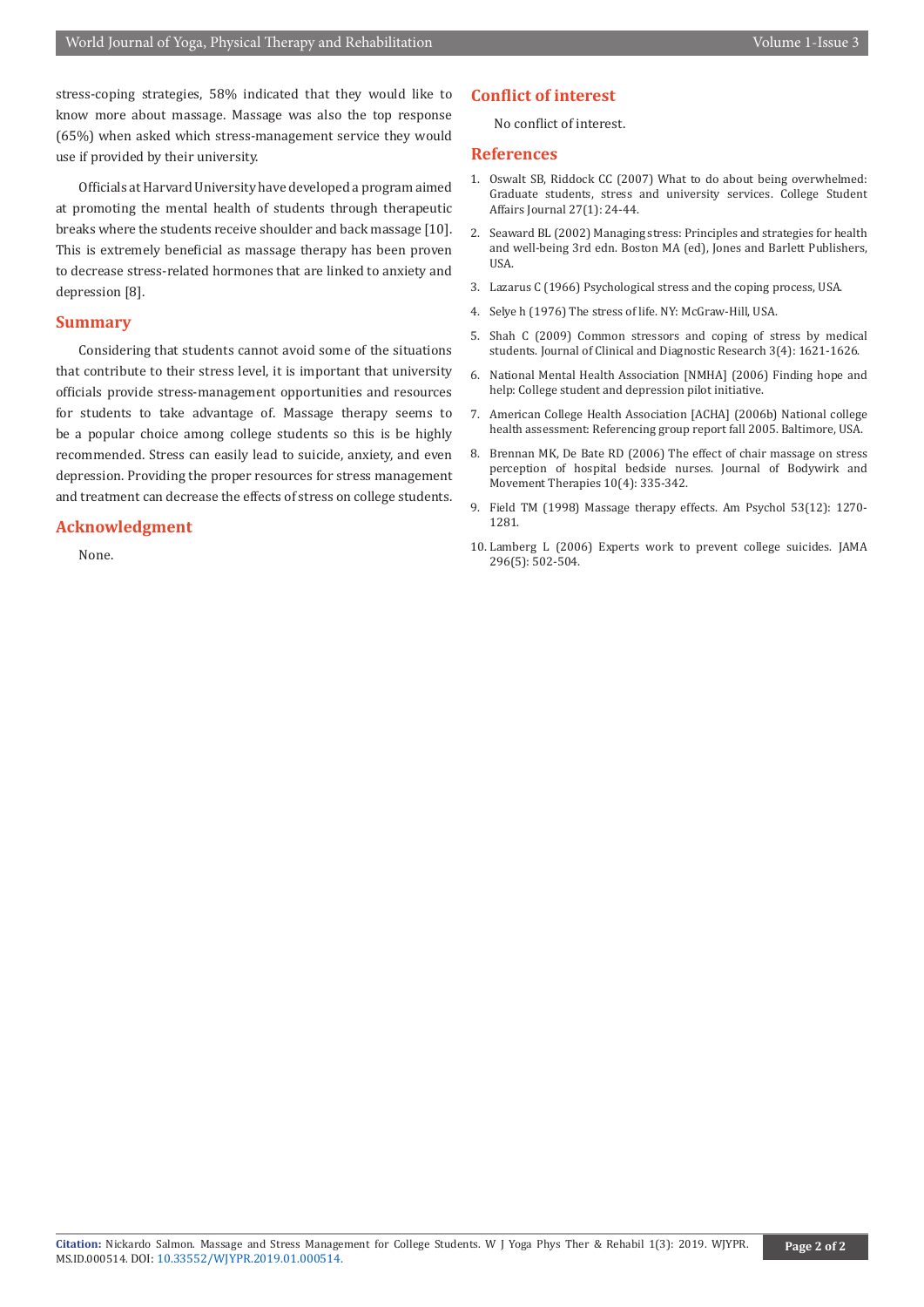stress-coping strategies, 58% indicated that they would like to know more about massage. Massage was also the top response (65%) when asked which stress-management service they would use if provided by their university.

Officials at Harvard University have developed a program aimed at promoting the mental health of students through therapeutic breaks where the students receive shoulder and back massage [10]. This is extremely beneficial as massage therapy has been proven to decrease stress-related hormones that are linked to anxiety and depression [8].

## Summary

Considering that students cannot avoid some of the situations that contribute to their stress level, it is important that university officials provide stress-management opportunities and resources for students to take advantage of. Massage therapy seems to be a popular choice among college students so this is be highly recommended. Stress can easily lead to suicide, anxiety, and even depression. Providing the proper resources for stress management and treatment can decrease the effects of stress on college students.

## Acknowledgment

None.

## Conflict of interest

No conflict of interest.

## References

1. Oswalt SB, Riddock CC (2007) What to do about being overwhelmed: Graduate students, stress and university services. College Student Affairs Journal 27(1): 24-44.
2. Seaward BL (2002) Managing stress: Principles and strategies for health and well-being 3rd edn. Boston MA (ed), Jones and Barlett Publishers, USA.
3. Lazarus C (1966) Psychological stress and the coping process, USA.
4. Selye h (1976) The stress of life. NY: McGraw-Hill, USA.
5. Shah C (2009) Common stressors and coping of stress by medical students. Journal of Clinical and Diagnostic Research 3(4): 1621-1626.
6. National Mental Health Association [NMHA] (2006) Finding hope and help: College student and depression pilot initiative.
7. American College Health Association [ACHA] (2006b) National college health assessment: Referencing group report fall 2005. Baltimore, USA.
8. Brennan MK, De Bate RD (2006) The effect of chair massage on stress perception of hospital bedside nurses. Journal of Bodywirk and Movement Therapies 10(4): 335-342.
9. Field TM (1998) Massage therapy effects. Am Psychol 53(12): 1270-1281.
10. Lamberg L (2006) Experts work to prevent college suicides. JAMA 296(5): 502-504.

**Citation:** Nickardo Salmon. Massage and Stress Management for College Students. W J Yoga Phys Ther & Rehabil 1(3): 2019. WJYPR. MS.ID.000514. DOI: 10.33552/WJYPR.2019.01.000514.